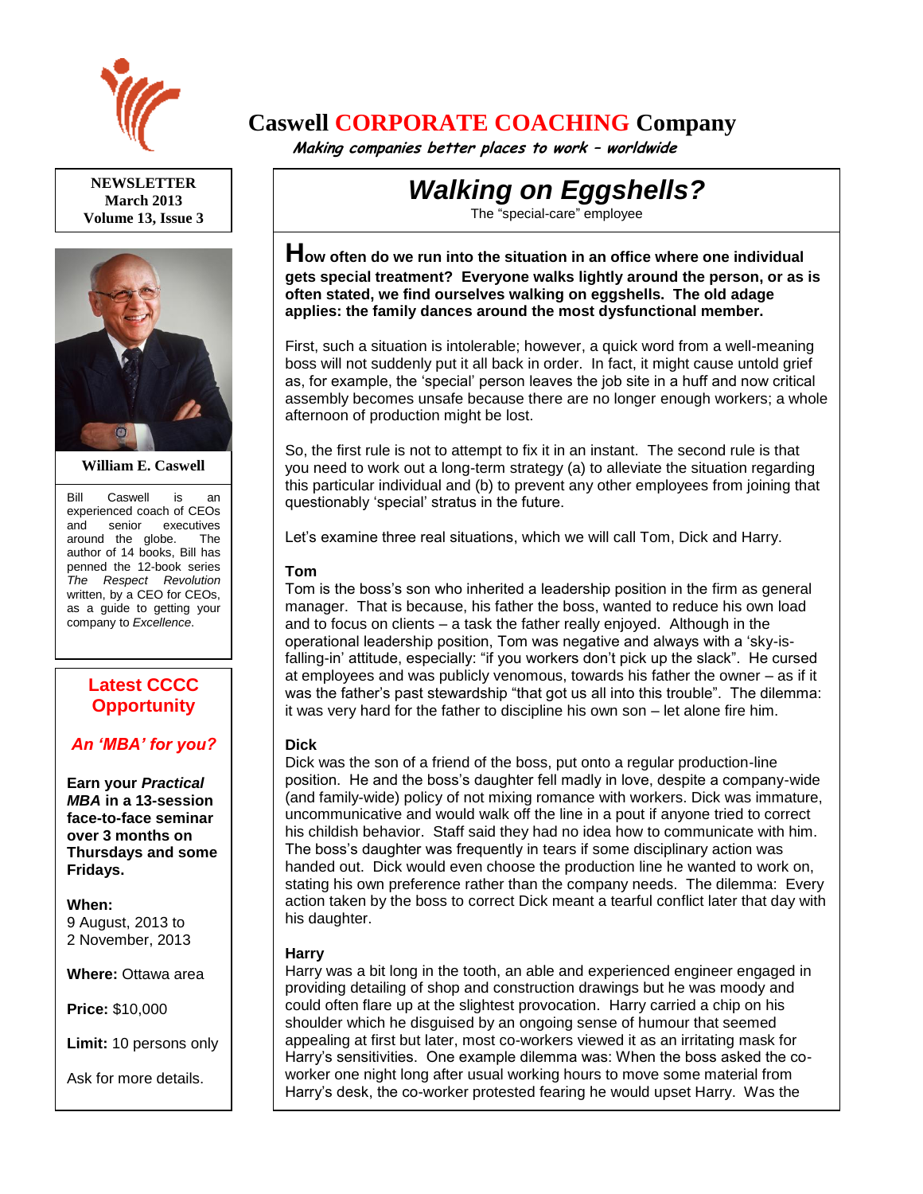# Caswell CORPORATE COACHING Company

*Making companies better places to work – worldwide*

**NEWSLETTER**
**March 2013**
**Volume 13, Issue 3**

**William E. Caswell**

Bill Caswell is an experienced coach of CEOs and senior executives around the globe. The author of 14 books, Bill has penned the 12-book series *The Respect Revolution* written, by a CEO for CEOs, as a guide to getting your company to *Excellence*.

## Latest CCCC Opportunity

***An 'MBA' for you?***

**Earn your *Practical MBA* in a 13-session face-to-face seminar over 3 months on Thursdays and some Fridays.**

**When:**
9 August, 2013 to
2 November, 2013

**Where:** Ottawa area

**Price:** $10,000

**Limit:** 10 persons only

Ask for more details.

## *Walking on Eggshells?*

The "special-care" employee

**How often do we run into the situation in an office where one individual gets special treatment? Everyone walks lightly around the person, or as is often stated, we find ourselves walking on eggshells. The old adage applies: the family dances around the most dysfunctional member.**

First, such a situation is intolerable; however, a quick word from a well-meaning boss will not suddenly put it all back in order. In fact, it might cause untold grief as, for example, the 'special' person leaves the job site in a huff and now critical assembly becomes unsafe because there are no longer enough workers; a whole afternoon of production might be lost.

So, the first rule is not to attempt to fix it in an instant. The second rule is that you need to work out a long-term strategy (a) to alleviate the situation regarding this particular individual and (b) to prevent any other employees from joining that questionably 'special' stratus in the future.

Let's examine three real situations, which we will call Tom, Dick and Harry.

### Tom

Tom is the boss's son who inherited a leadership position in the firm as general manager. That is because, his father the boss, wanted to reduce his own load and to focus on clients – a task the father really enjoyed. Although in the operational leadership position, Tom was negative and always with a 'sky-is-falling-in' attitude, especially: "if you workers don't pick up the slack". He cursed at employees and was publicly venomous, towards his father the owner – as if it was the father's past stewardship "that got us all into this trouble". The dilemma: it was very hard for the father to discipline his own son – let alone fire him.

### Dick

Dick was the son of a friend of the boss, put onto a regular production-line position. He and the boss's daughter fell madly in love, despite a company-wide (and family-wide) policy of not mixing romance with workers. Dick was immature, uncommunicative and would walk off the line in a pout if anyone tried to correct his childish behavior. Staff said they had no idea how to communicate with him. The boss's daughter was frequently in tears if some disciplinary action was handed out. Dick would even choose the production line he wanted to work on, stating his own preference rather than the company needs. The dilemma: Every action taken by the boss to correct Dick meant a tearful conflict later that day with his daughter.

### Harry

Harry was a bit long in the tooth, an able and experienced engineer engaged in providing detailing of shop and construction drawings but he was moody and could often flare up at the slightest provocation. Harry carried a chip on his shoulder which he disguised by an ongoing sense of humour that seemed appealing at first but later, most co-workers viewed it as an irritating mask for Harry's sensitivities. One example dilemma was: When the boss asked the co-worker one night long after usual working hours to move some material from Harry's desk, the co-worker protested fearing he would upset Harry. Was the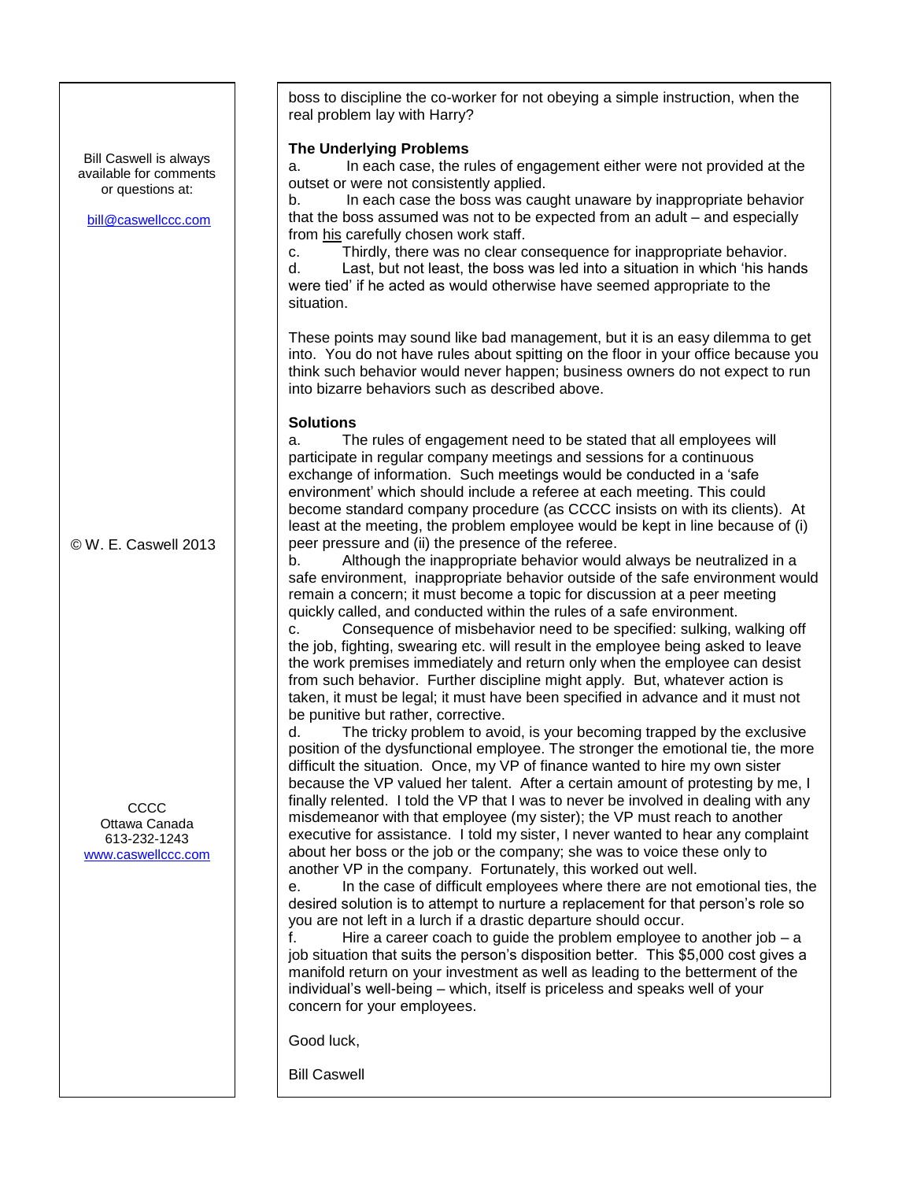boss to discipline the co-worker for not obeying a simple instruction, when the real problem lay with Harry?

**The Underlying Problems**

a. In each case, the rules of engagement either were not provided at the outset or were not consistently applied.
b. In each case the boss was caught unaware by inappropriate behavior that the boss assumed was not to be expected from an adult – and especially from his carefully chosen work staff.
c. Thirdly, there was no clear consequence for inappropriate behavior.
d. Last, but not least, the boss was led into a situation in which 'his hands were tied' if he acted as would otherwise have seemed appropriate to the situation.

These points may sound like bad management, but it is an easy dilemma to get into. You do not have rules about spitting on the floor in your office because you think such behavior would never happen; business owners do not expect to run into bizarre behaviors such as described above.

**Solutions**

a. The rules of engagement need to be stated that all employees will participate in regular company meetings and sessions for a continuous exchange of information. Such meetings would be conducted in a 'safe environment' which should include a referee at each meeting. This could become standard company procedure (as CCCC insists on with its clients). At least at the meeting, the problem employee would be kept in line because of (i) peer pressure and (ii) the presence of the referee.
b. Although the inappropriate behavior would always be neutralized in a safe environment, inappropriate behavior outside of the safe environment would remain a concern; it must become a topic for discussion at a peer meeting quickly called, and conducted within the rules of a safe environment.
c. Consequence of misbehavior need to be specified: sulking, walking off the job, fighting, swearing etc. will result in the employee being asked to leave the work premises immediately and return only when the employee can desist from such behavior. Further discipline might apply. But, whatever action is taken, it must be legal; it must have been specified in advance and it must not be punitive but rather, corrective.
d. The tricky problem to avoid, is your becoming trapped by the exclusive position of the dysfunctional employee. The stronger the emotional tie, the more difficult the situation. Once, my VP of finance wanted to hire my own sister because the VP valued her talent. After a certain amount of protesting by me, I finally relented. I told the VP that I was to never be involved in dealing with any misdemeanor with that employee (my sister); the VP must reach to another executive for assistance. I told my sister, I never wanted to hear any complaint about her boss or the job or the company; she was to voice these only to another VP in the company. Fortunately, this worked out well.
e. In the case of difficult employees where there are not emotional ties, the desired solution is to attempt to nurture a replacement for that person's role so you are not left in a lurch if a drastic departure should occur.
f. Hire a career coach to guide the problem employee to another job – a job situation that suits the person's disposition better. This $5,000 cost gives a manifold return on your investment as well as leading to the betterment of the individual's well-being – which, itself is priceless and speaks well of your concern for your employees.

Good luck,

Bill Caswell

Bill Caswell is always available for comments or questions at:

bill@caswellccc.com

© W. E. Caswell 2013

CCCC
Ottawa Canada
613-232-1243
www.caswellccc.com